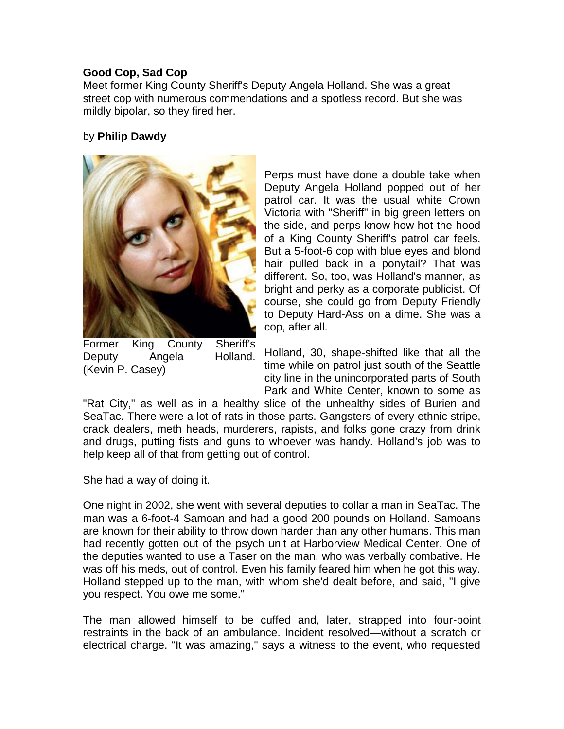**Good Cop, Sad Cop**

Meet former King County Sheriff's Deputy Angela Holland. She was a great street cop with numerous commendations and a spotless record. But she was mildly bipolar, so they fired her.

by **Philip Dawdy**

Former King County Sheriff's Deputy Angela Holland. (Kevin P. Casey)

Perps must have done a double take when Deputy Angela Holland popped out of her patrol car. It was the usual white Crown Victoria with "Sheriff" in big green letters on the side, and perps know how hot the hood of a King County Sheriff's patrol car feels. But a 5-foot-6 cop with blue eyes and blond hair pulled back in a ponytail? That was different. So, too, was Holland's manner, as bright and perky as a corporate publicist. Of course, she could go from Deputy Friendly to Deputy Hard-Ass on a dime. She was a cop, after all.

Holland, 30, shape-shifted like that all the time while on patrol just south of the Seattle city line in the unincorporated parts of South Park and White Center, known to some as "Rat City," as well as in a healthy slice of the unhealthy sides of Burien and SeaTac. There were a lot of rats in those parts. Gangsters of every ethnic stripe, crack dealers, meth heads, murderers, rapists, and folks gone crazy from drink and drugs, putting fists and guns to whoever was handy. Holland's job was to help keep all of that from getting out of control.

She had a way of doing it.

One night in 2002, she went with several deputies to collar a man in SeaTac. The man was a 6-foot-4 Samoan and had a good 200 pounds on Holland. Samoans are known for their ability to throw down harder than any other humans. This man had recently gotten out of the psych unit at Harborview Medical Center. One of the deputies wanted to use a Taser on the man, who was verbally combative. He was off his meds, out of control. Even his family feared him when he got this way. Holland stepped up to the man, with whom she'd dealt before, and said, "I give you respect. You owe me some."

The man allowed himself to be cuffed and, later, strapped into four-point restraints in the back of an ambulance. Incident resolved—without a scratch or electrical charge. "It was amazing," says a witness to the event, who requested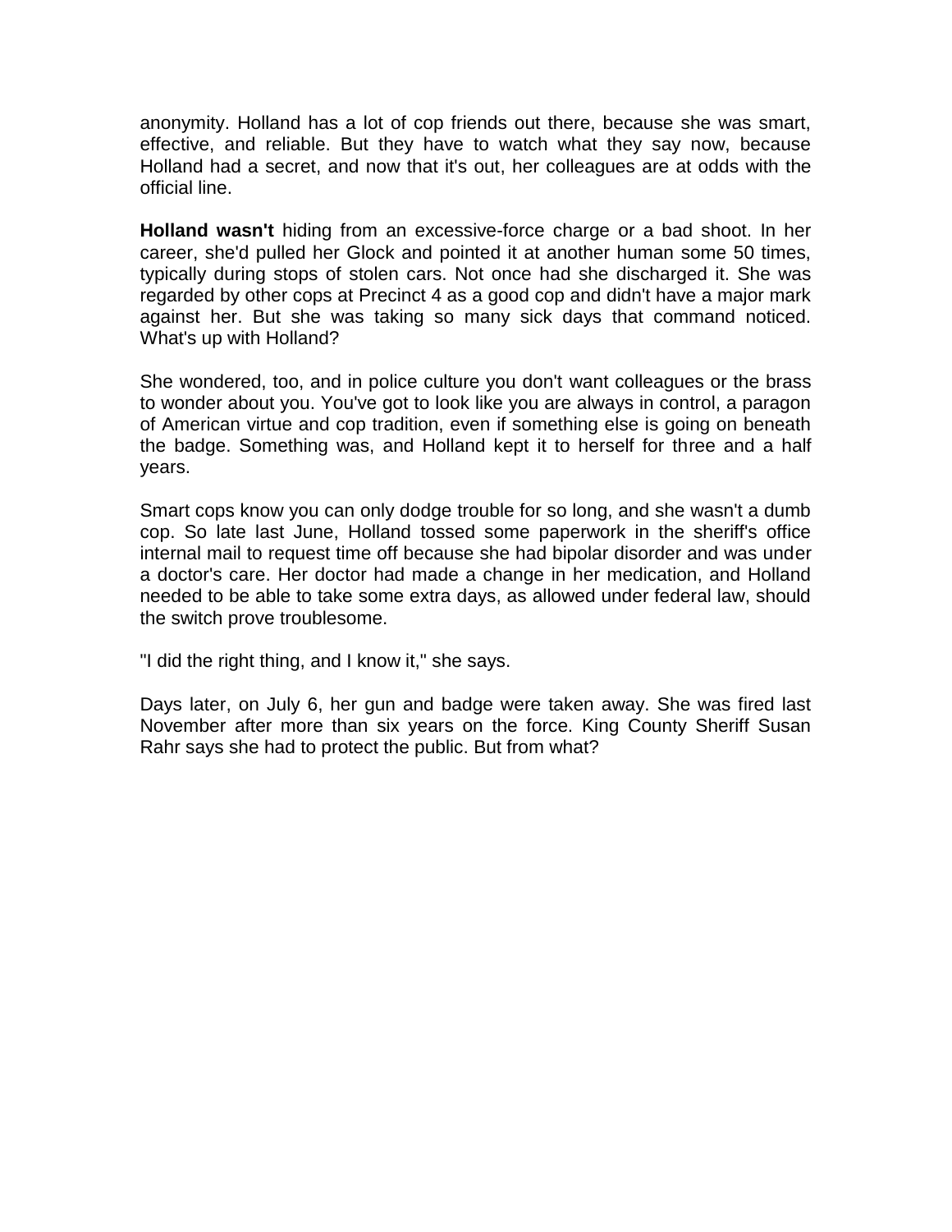anonymity. Holland has a lot of cop friends out there, because she was smart, effective, and reliable. But they have to watch what they say now, because Holland had a secret, and now that it's out, her colleagues are at odds with the official line.

**Holland wasn't** hiding from an excessive-force charge or a bad shoot. In her career, she'd pulled her Glock and pointed it at another human some 50 times, typically during stops of stolen cars. Not once had she discharged it. She was regarded by other cops at Precinct 4 as a good cop and didn't have a major mark against her. But she was taking so many sick days that command noticed. What's up with Holland?

She wondered, too, and in police culture you don't want colleagues or the brass to wonder about you. You've got to look like you are always in control, a paragon of American virtue and cop tradition, even if something else is going on beneath the badge. Something was, and Holland kept it to herself for three and a half years.

Smart cops know you can only dodge trouble for so long, and she wasn't a dumb cop. So late last June, Holland tossed some paperwork in the sheriff's office internal mail to request time off because she had bipolar disorder and was under a doctor's care. Her doctor had made a change in her medication, and Holland needed to be able to take some extra days, as allowed under federal law, should the switch prove troublesome.

"I did the right thing, and I know it," she says.

Days later, on July 6, her gun and badge were taken away. She was fired last November after more than six years on the force. King County Sheriff Susan Rahr says she had to protect the public. But from what?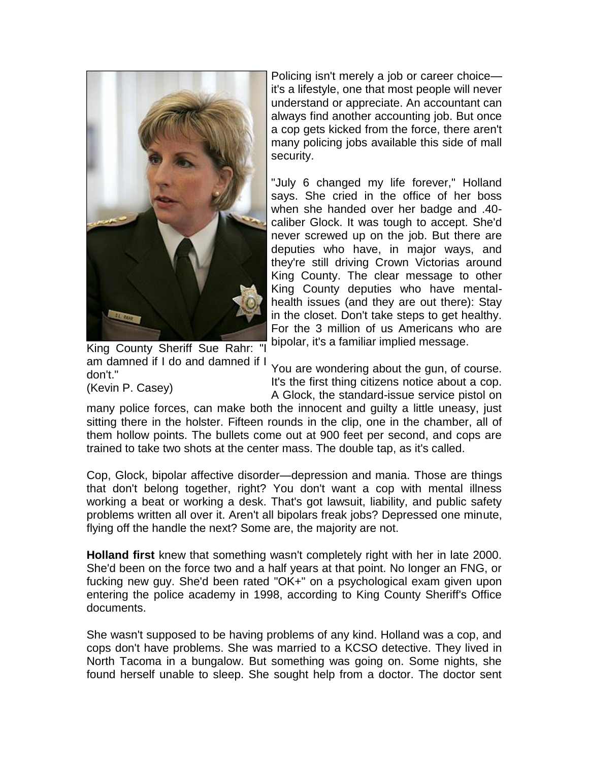King County Sheriff Sue Rahr: "I am damned if I do and damned if I don't."
(Kevin P. Casey)

Policing isn't merely a job or career choice—it's a lifestyle, one that most people will never understand or appreciate. An accountant can always find another accounting job. But once a cop gets kicked from the force, there aren't many policing jobs available this side of mall security.

"July 6 changed my life forever," Holland says. She cried in the office of her boss when she handed over her badge and .40-caliber Glock. It was tough to accept. She'd never screwed up on the job. But there are deputies who have, in major ways, and they're still driving Crown Victorias around King County. The clear message to other King County deputies who have mental-health issues (and they are out there): Stay in the closet. Don't take steps to get healthy. For the 3 million of us Americans who are bipolar, it's a familiar implied message.

You are wondering about the gun, of course. It's the first thing citizens notice about a cop. A Glock, the standard-issue service pistol on many police forces, can make both the innocent and guilty a little uneasy, just sitting there in the holster. Fifteen rounds in the clip, one in the chamber, all of them hollow points. The bullets come out at 900 feet per second, and cops are trained to take two shots at the center mass. The double tap, as it's called.

Cop, Glock, bipolar affective disorder—depression and mania. Those are things that don't belong together, right? You don't want a cop with mental illness working a beat or working a desk. That's got lawsuit, liability, and public safety problems written all over it. Aren't all bipolars freak jobs? Depressed one minute, flying off the handle the next? Some are, the majority are not.

**Holland first** knew that something wasn't completely right with her in late 2000. She'd been on the force two and a half years at that point. No longer an FNG, or fucking new guy. She'd been rated "OK+" on a psychological exam given upon entering the police academy in 1998, according to King County Sheriff's Office documents.

She wasn't supposed to be having problems of any kind. Holland was a cop, and cops don't have problems. She was married to a KCSO detective. They lived in North Tacoma in a bungalow. But something was going on. Some nights, she found herself unable to sleep. She sought help from a doctor. The doctor sent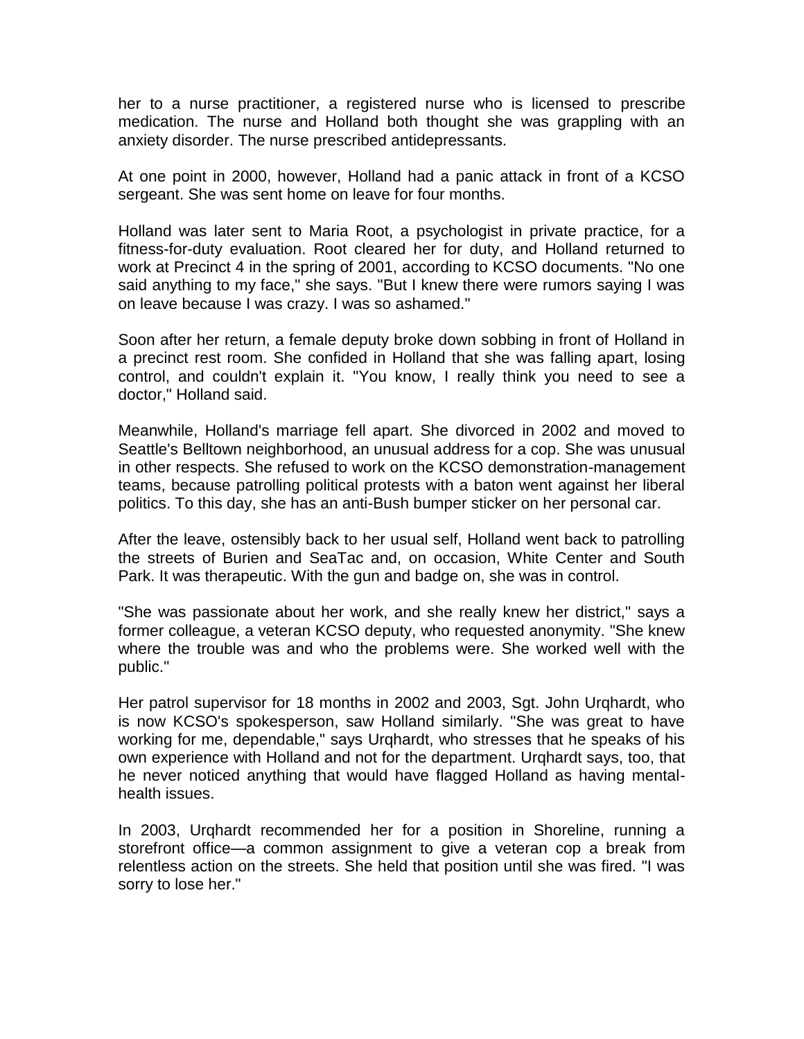her to a nurse practitioner, a registered nurse who is licensed to prescribe medication. The nurse and Holland both thought she was grappling with an anxiety disorder. The nurse prescribed antidepressants.

At one point in 2000, however, Holland had a panic attack in front of a KCSO sergeant. She was sent home on leave for four months.

Holland was later sent to Maria Root, a psychologist in private practice, for a fitness-for-duty evaluation. Root cleared her for duty, and Holland returned to work at Precinct 4 in the spring of 2001, according to KCSO documents. "No one said anything to my face," she says. "But I knew there were rumors saying I was on leave because I was crazy. I was so ashamed."

Soon after her return, a female deputy broke down sobbing in front of Holland in a precinct rest room. She confided in Holland that she was falling apart, losing control, and couldn't explain it. "You know, I really think you need to see a doctor," Holland said.

Meanwhile, Holland's marriage fell apart. She divorced in 2002 and moved to Seattle's Belltown neighborhood, an unusual address for a cop. She was unusual in other respects. She refused to work on the KCSO demonstration-management teams, because patrolling political protests with a baton went against her liberal politics. To this day, she has an anti-Bush bumper sticker on her personal car.

After the leave, ostensibly back to her usual self, Holland went back to patrolling the streets of Burien and SeaTac and, on occasion, White Center and South Park. It was therapeutic. With the gun and badge on, she was in control.

"She was passionate about her work, and she really knew her district," says a former colleague, a veteran KCSO deputy, who requested anonymity. "She knew where the trouble was and who the problems were. She worked well with the public."

Her patrol supervisor for 18 months in 2002 and 2003, Sgt. John Urqhardt, who is now KCSO's spokesperson, saw Holland similarly. "She was great to have working for me, dependable," says Urqhardt, who stresses that he speaks of his own experience with Holland and not for the department. Urqhardt says, too, that he never noticed anything that would have flagged Holland as having mental-health issues.

In 2003, Urqhardt recommended her for a position in Shoreline, running a storefront office—a common assignment to give a veteran cop a break from relentless action on the streets. She held that position until she was fired. "I was sorry to lose her."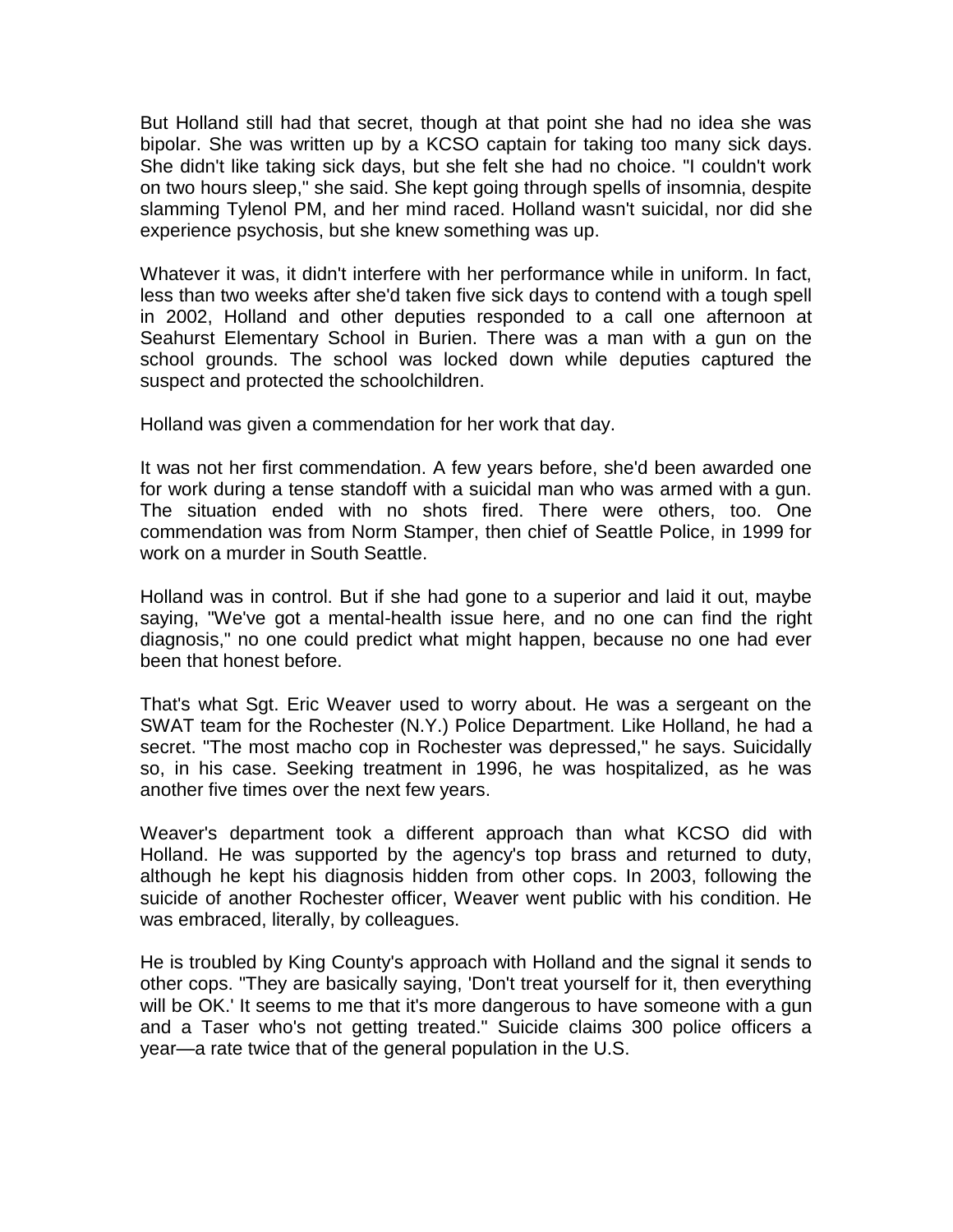But Holland still had that secret, though at that point she had no idea she was bipolar. She was written up by a KCSO captain for taking too many sick days. She didn't like taking sick days, but she felt she had no choice. "I couldn't work on two hours sleep," she said. She kept going through spells of insomnia, despite slamming Tylenol PM, and her mind raced. Holland wasn't suicidal, nor did she experience psychosis, but she knew something was up.

Whatever it was, it didn't interfere with her performance while in uniform. In fact, less than two weeks after she'd taken five sick days to contend with a tough spell in 2002, Holland and other deputies responded to a call one afternoon at Seahurst Elementary School in Burien. There was a man with a gun on the school grounds. The school was locked down while deputies captured the suspect and protected the schoolchildren.

Holland was given a commendation for her work that day.

It was not her first commendation. A few years before, she'd been awarded one for work during a tense standoff with a suicidal man who was armed with a gun. The situation ended with no shots fired. There were others, too. One commendation was from Norm Stamper, then chief of Seattle Police, in 1999 for work on a murder in South Seattle.

Holland was in control. But if she had gone to a superior and laid it out, maybe saying, "We've got a mental-health issue here, and no one can find the right diagnosis," no one could predict what might happen, because no one had ever been that honest before.

That's what Sgt. Eric Weaver used to worry about. He was a sergeant on the SWAT team for the Rochester (N.Y.) Police Department. Like Holland, he had a secret. "The most macho cop in Rochester was depressed," he says. Suicidally so, in his case. Seeking treatment in 1996, he was hospitalized, as he was another five times over the next few years.

Weaver's department took a different approach than what KCSO did with Holland. He was supported by the agency's top brass and returned to duty, although he kept his diagnosis hidden from other cops. In 2003, following the suicide of another Rochester officer, Weaver went public with his condition. He was embraced, literally, by colleagues.

He is troubled by King County's approach with Holland and the signal it sends to other cops. "They are basically saying, 'Don't treat yourself for it, then everything will be OK.' It seems to me that it's more dangerous to have someone with a gun and a Taser who's not getting treated." Suicide claims 300 police officers a year—a rate twice that of the general population in the U.S.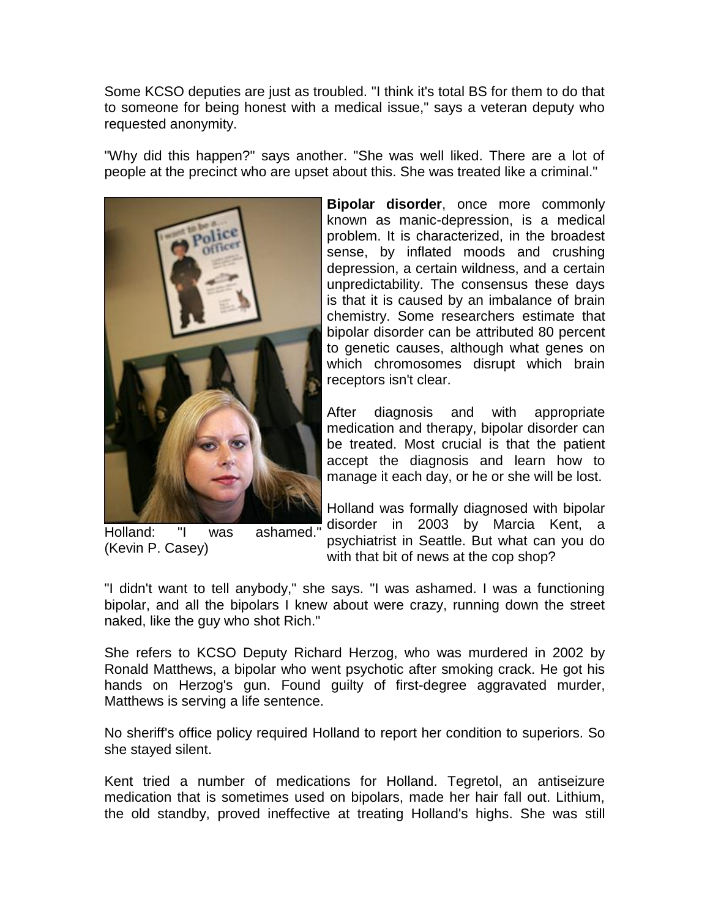Some KCSO deputies are just as troubled. "I think it's total BS for them to do that to someone for being honest with a medical issue," says a veteran deputy who requested anonymity.

"Why did this happen?" says another. "She was well liked. There are a lot of people at the precinct who are upset about this. She was treated like a criminal."

Holland: "I was ashamed." (Kevin P. Casey)

**Bipolar disorder**, once more commonly known as manic-depression, is a medical problem. It is characterized, in the broadest sense, by inflated moods and crushing depression, a certain wildness, and a certain unpredictability. The consensus these days is that it is caused by an imbalance of brain chemistry. Some researchers estimate that bipolar disorder can be attributed 80 percent to genetic causes, although what genes on which chromosomes disrupt which brain receptors isn't clear.

After diagnosis and with appropriate medication and therapy, bipolar disorder can be treated. Most crucial is that the patient accept the diagnosis and learn how to manage it each day, or he or she will be lost.

Holland was formally diagnosed with bipolar disorder in 2003 by Marcia Kent, a psychiatrist in Seattle. But what can you do with that bit of news at the cop shop?

"I didn't want to tell anybody," she says. "I was ashamed. I was a functioning bipolar, and all the bipolars I knew about were crazy, running down the street naked, like the guy who shot Rich."

She refers to KCSO Deputy Richard Herzog, who was murdered in 2002 by Ronald Matthews, a bipolar who went psychotic after smoking crack. He got his hands on Herzog's gun. Found guilty of first-degree aggravated murder, Matthews is serving a life sentence.

No sheriff's office policy required Holland to report her condition to superiors. So she stayed silent.

Kent tried a number of medications for Holland. Tegretol, an antiseizure medication that is sometimes used on bipolars, made her hair fall out. Lithium, the old standby, proved ineffective at treating Holland's highs. She was still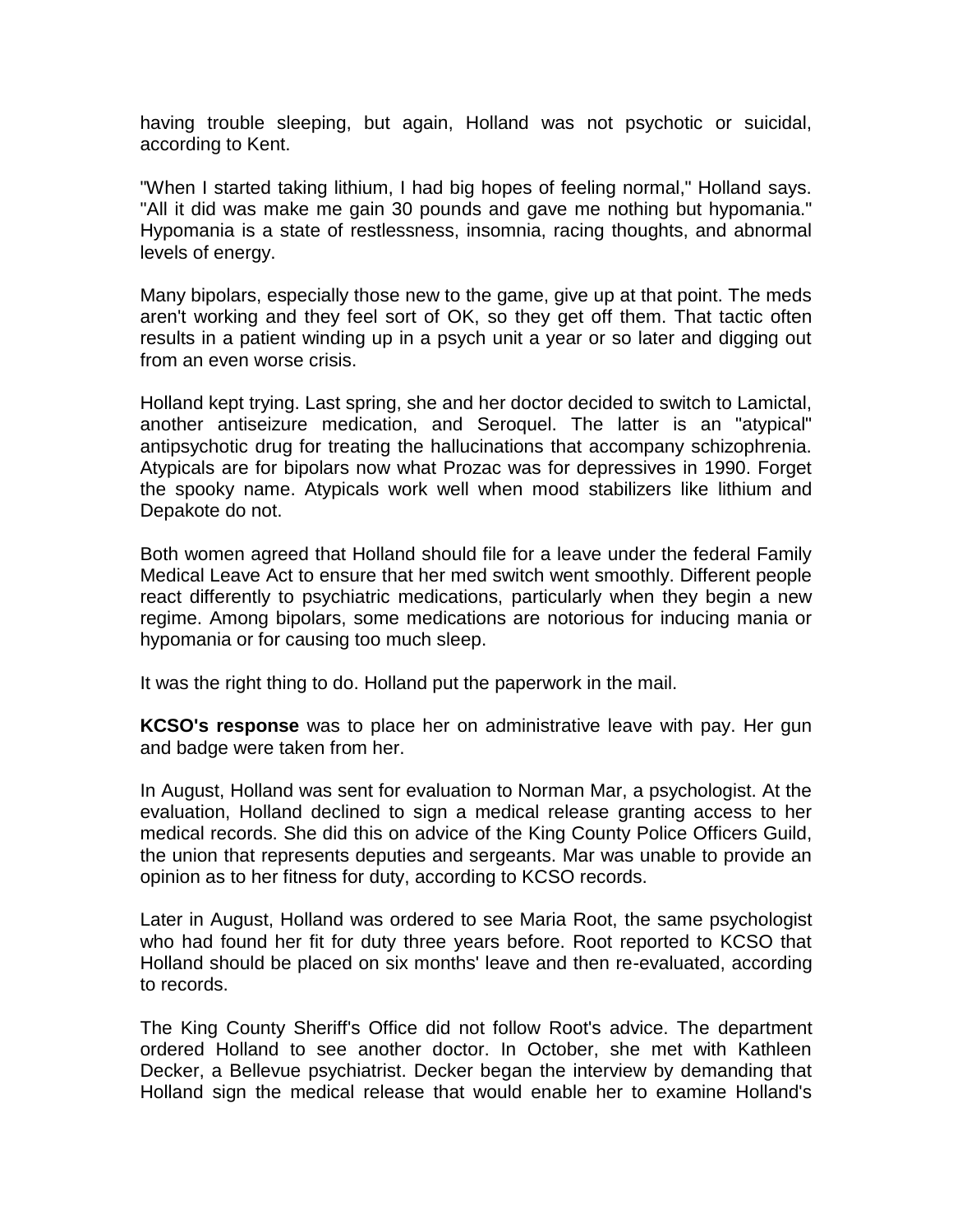having trouble sleeping, but again, Holland was not psychotic or suicidal, according to Kent.

"When I started taking lithium, I had big hopes of feeling normal," Holland says. "All it did was make me gain 30 pounds and gave me nothing but hypomania." Hypomania is a state of restlessness, insomnia, racing thoughts, and abnormal levels of energy.

Many bipolars, especially those new to the game, give up at that point. The meds aren't working and they feel sort of OK, so they get off them. That tactic often results in a patient winding up in a psych unit a year or so later and digging out from an even worse crisis.

Holland kept trying. Last spring, she and her doctor decided to switch to Lamictal, another antiseizure medication, and Seroquel. The latter is an "atypical" antipsychotic drug for treating the hallucinations that accompany schizophrenia. Atypicals are for bipolars now what Prozac was for depressives in 1990. Forget the spooky name. Atypicals work well when mood stabilizers like lithium and Depakote do not.

Both women agreed that Holland should file for a leave under the federal Family Medical Leave Act to ensure that her med switch went smoothly. Different people react differently to psychiatric medications, particularly when they begin a new regime. Among bipolars, some medications are notorious for inducing mania or hypomania or for causing too much sleep.

It was the right thing to do. Holland put the paperwork in the mail.

**KCSO's response** was to place her on administrative leave with pay. Her gun and badge were taken from her.

In August, Holland was sent for evaluation to Norman Mar, a psychologist. At the evaluation, Holland declined to sign a medical release granting access to her medical records. She did this on advice of the King County Police Officers Guild, the union that represents deputies and sergeants. Mar was unable to provide an opinion as to her fitness for duty, according to KCSO records.

Later in August, Holland was ordered to see Maria Root, the same psychologist who had found her fit for duty three years before. Root reported to KCSO that Holland should be placed on six months' leave and then re-evaluated, according to records.

The King County Sheriff's Office did not follow Root's advice. The department ordered Holland to see another doctor. In October, she met with Kathleen Decker, a Bellevue psychiatrist. Decker began the interview by demanding that Holland sign the medical release that would enable her to examine Holland's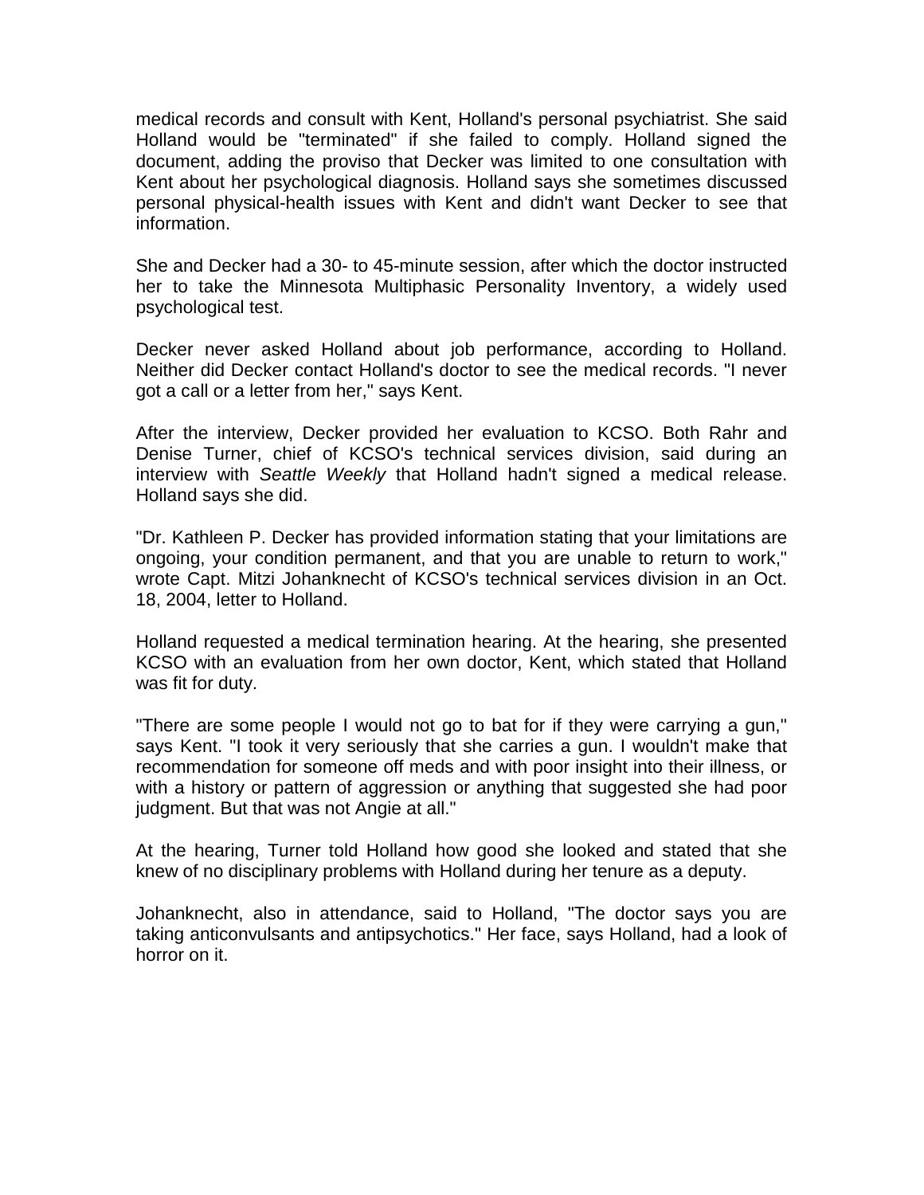medical records and consult with Kent, Holland's personal psychiatrist. She said Holland would be "terminated" if she failed to comply. Holland signed the document, adding the proviso that Decker was limited to one consultation with Kent about her psychological diagnosis. Holland says she sometimes discussed personal physical-health issues with Kent and didn't want Decker to see that information.

She and Decker had a 30- to 45-minute session, after which the doctor instructed her to take the Minnesota Multiphasic Personality Inventory, a widely used psychological test.

Decker never asked Holland about job performance, according to Holland. Neither did Decker contact Holland's doctor to see the medical records. "I never got a call or a letter from her," says Kent.

After the interview, Decker provided her evaluation to KCSO. Both Rahr and Denise Turner, chief of KCSO's technical services division, said during an interview with *Seattle Weekly* that Holland hadn't signed a medical release. Holland says she did.

"Dr. Kathleen P. Decker has provided information stating that your limitations are ongoing, your condition permanent, and that you are unable to return to work," wrote Capt. Mitzi Johanknecht of KCSO's technical services division in an Oct. 18, 2004, letter to Holland.

Holland requested a medical termination hearing. At the hearing, she presented KCSO with an evaluation from her own doctor, Kent, which stated that Holland was fit for duty.

"There are some people I would not go to bat for if they were carrying a gun," says Kent. "I took it very seriously that she carries a gun. I wouldn't make that recommendation for someone off meds and with poor insight into their illness, or with a history or pattern of aggression or anything that suggested she had poor judgment. But that was not Angie at all."

At the hearing, Turner told Holland how good she looked and stated that she knew of no disciplinary problems with Holland during her tenure as a deputy.

Johanknecht, also in attendance, said to Holland, "The doctor says you are taking anticonvulsants and antipsychotics." Her face, says Holland, had a look of horror on it.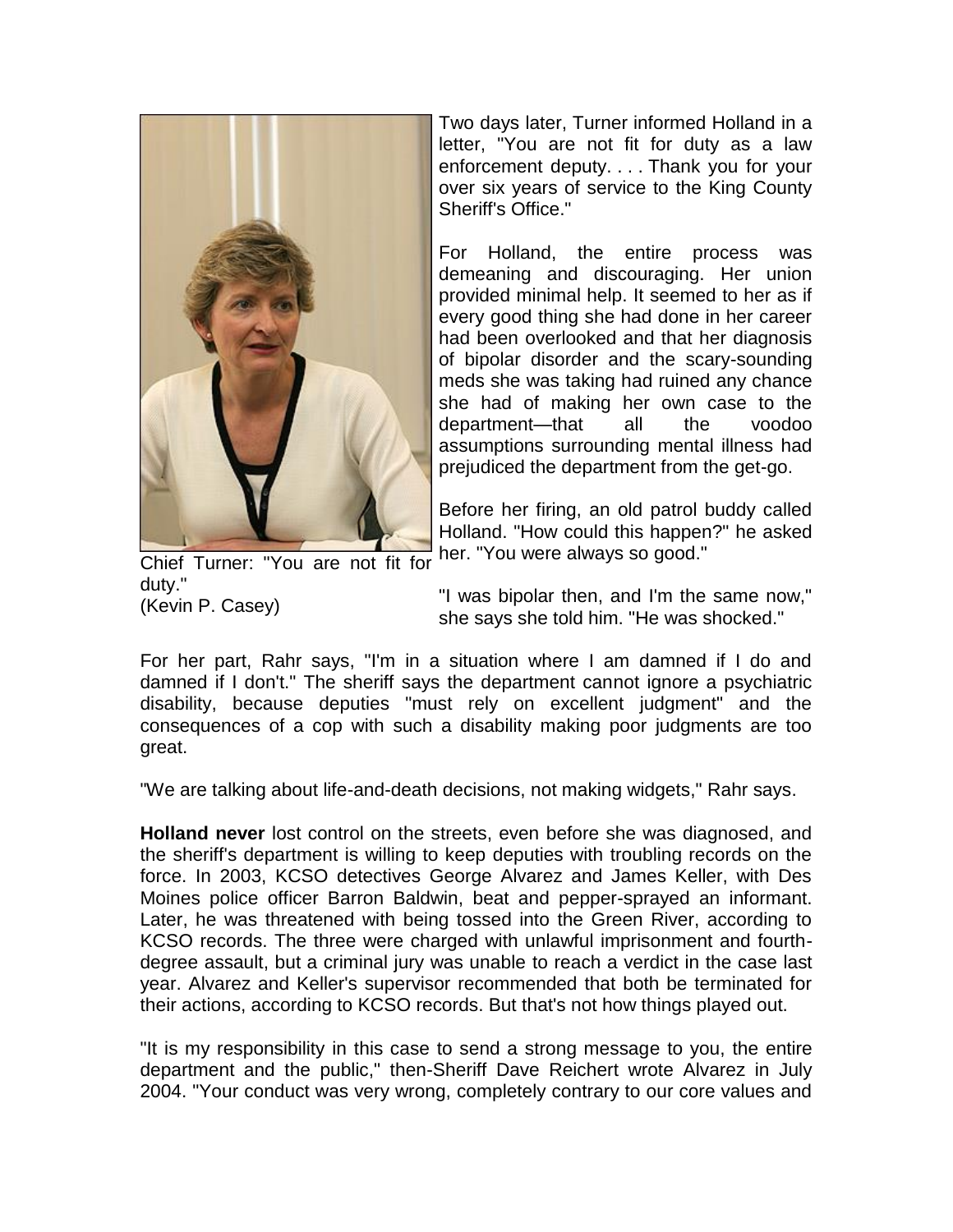Two days later, Turner informed Holland in a letter, "You are not fit for duty as a law enforcement deputy. . . . Thank you for your over six years of service to the King County Sheriff's Office."

For Holland, the entire process was demeaning and discouraging. Her union provided minimal help. It seemed to her as if every good thing she had done in her career had been overlooked and that her diagnosis of bipolar disorder and the scary-sounding meds she was taking had ruined any chance she had of making her own case to the department—that all the voodoo assumptions surrounding mental illness had prejudiced the department from the get-go.

Before her firing, an old patrol buddy called Holland. "How could this happen?" he asked her. "You were always so good."

Chief Turner: "You are not fit for duty."
(Kevin P. Casey)

"I was bipolar then, and I'm the same now," she says she told him. "He was shocked."

For her part, Rahr says, "I'm in a situation where I am damned if I do and damned if I don't." The sheriff says the department cannot ignore a psychiatric disability, because deputies "must rely on excellent judgment" and the consequences of a cop with such a disability making poor judgments are too great.

"We are talking about life-and-death decisions, not making widgets," Rahr says.

**Holland never** lost control on the streets, even before she was diagnosed, and the sheriff's department is willing to keep deputies with troubling records on the force. In 2003, KCSO detectives George Alvarez and James Keller, with Des Moines police officer Barron Baldwin, beat and pepper-sprayed an informant. Later, he was threatened with being tossed into the Green River, according to KCSO records. The three were charged with unlawful imprisonment and fourth-degree assault, but a criminal jury was unable to reach a verdict in the case last year. Alvarez and Keller's supervisor recommended that both be terminated for their actions, according to KCSO records. But that's not how things played out.

"It is my responsibility in this case to send a strong message to you, the entire department and the public," then-Sheriff Dave Reichert wrote Alvarez in July 2004. "Your conduct was very wrong, completely contrary to our core values and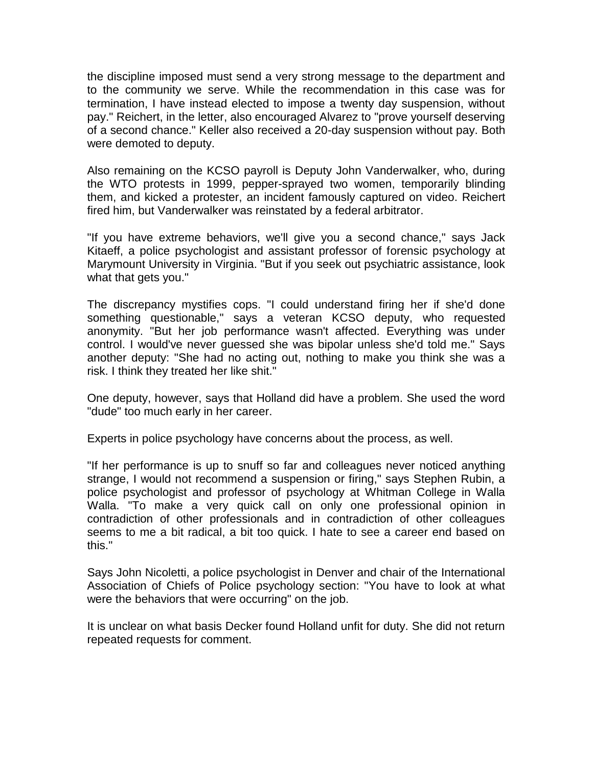the discipline imposed must send a very strong message to the department and to the community we serve. While the recommendation in this case was for termination, I have instead elected to impose a twenty day suspension, without pay." Reichert, in the letter, also encouraged Alvarez to "prove yourself deserving of a second chance." Keller also received a 20-day suspension without pay. Both were demoted to deputy.

Also remaining on the KCSO payroll is Deputy John Vanderwalker, who, during the WTO protests in 1999, pepper-sprayed two women, temporarily blinding them, and kicked a protester, an incident famously captured on video. Reichert fired him, but Vanderwalker was reinstated by a federal arbitrator.

"If you have extreme behaviors, we'll give you a second chance," says Jack Kitaeff, a police psychologist and assistant professor of forensic psychology at Marymount University in Virginia. "But if you seek out psychiatric assistance, look what that gets you."

The discrepancy mystifies cops. "I could understand firing her if she'd done something questionable," says a veteran KCSO deputy, who requested anonymity. "But her job performance wasn't affected. Everything was under control. I would've never guessed she was bipolar unless she'd told me." Says another deputy: "She had no acting out, nothing to make you think she was a risk. I think they treated her like shit."

One deputy, however, says that Holland did have a problem. She used the word "dude" too much early in her career.

Experts in police psychology have concerns about the process, as well.

"If her performance is up to snuff so far and colleagues never noticed anything strange, I would not recommend a suspension or firing," says Stephen Rubin, a police psychologist and professor of psychology at Whitman College in Walla Walla. "To make a very quick call on only one professional opinion in contradiction of other professionals and in contradiction of other colleagues seems to me a bit radical, a bit too quick. I hate to see a career end based on this."

Says John Nicoletti, a police psychologist in Denver and chair of the International Association of Chiefs of Police psychology section: "You have to look at what were the behaviors that were occurring" on the job.

It is unclear on what basis Decker found Holland unfit for duty. She did not return repeated requests for comment.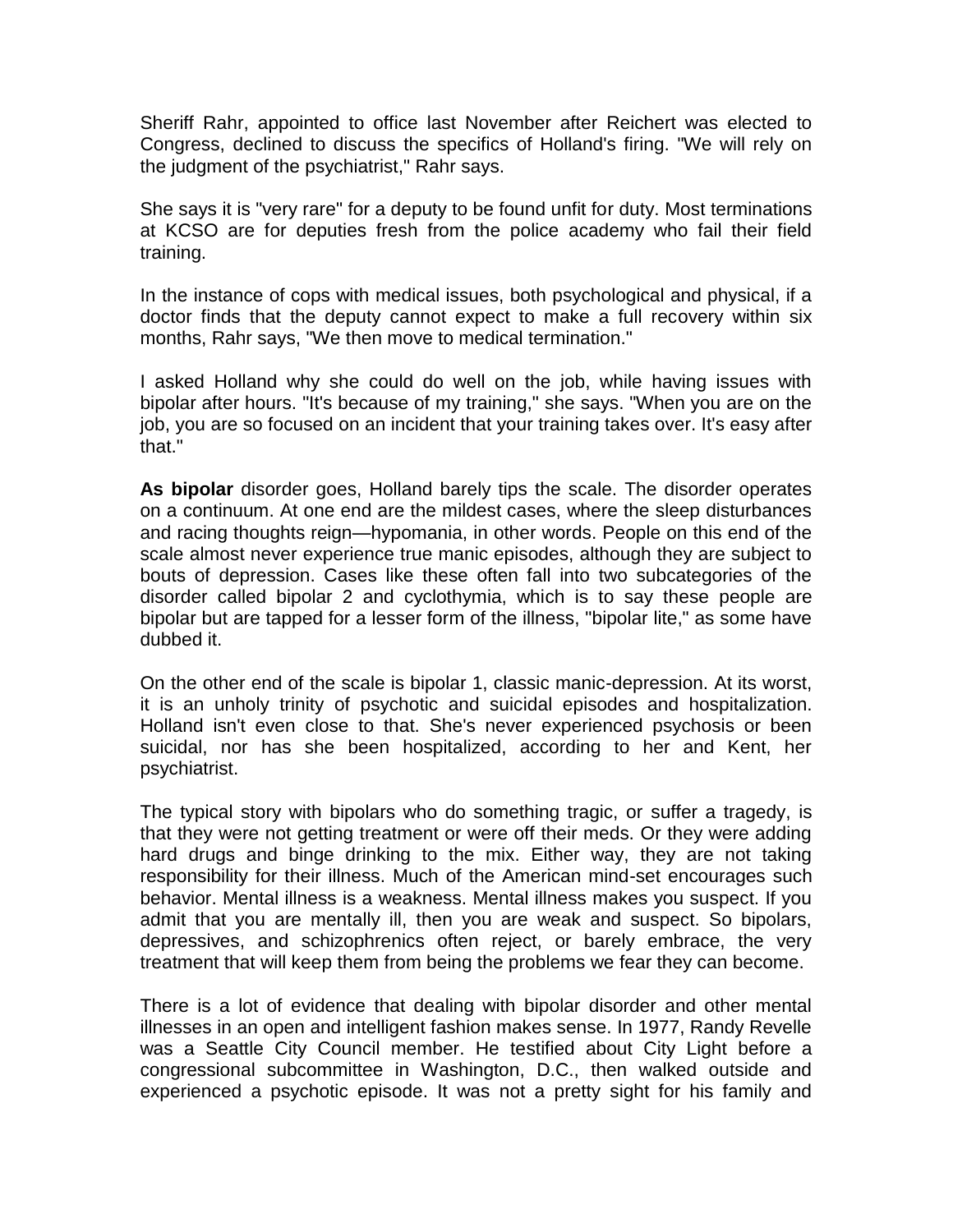Sheriff Rahr, appointed to office last November after Reichert was elected to Congress, declined to discuss the specifics of Holland's firing. "We will rely on the judgment of the psychiatrist," Rahr says.

She says it is "very rare" for a deputy to be found unfit for duty. Most terminations at KCSO are for deputies fresh from the police academy who fail their field training.

In the instance of cops with medical issues, both psychological and physical, if a doctor finds that the deputy cannot expect to make a full recovery within six months, Rahr says, "We then move to medical termination."

I asked Holland why she could do well on the job, while having issues with bipolar after hours. "It's because of my training," she says. "When you are on the job, you are so focused on an incident that your training takes over. It's easy after that."

**As bipolar** disorder goes, Holland barely tips the scale. The disorder operates on a continuum. At one end are the mildest cases, where the sleep disturbances and racing thoughts reign—hypomania, in other words. People on this end of the scale almost never experience true manic episodes, although they are subject to bouts of depression. Cases like these often fall into two subcategories of the disorder called bipolar 2 and cyclothymia, which is to say these people are bipolar but are tapped for a lesser form of the illness, "bipolar lite," as some have dubbed it.

On the other end of the scale is bipolar 1, classic manic-depression. At its worst, it is an unholy trinity of psychotic and suicidal episodes and hospitalization. Holland isn't even close to that. She's never experienced psychosis or been suicidal, nor has she been hospitalized, according to her and Kent, her psychiatrist.

The typical story with bipolars who do something tragic, or suffer a tragedy, is that they were not getting treatment or were off their meds. Or they were adding hard drugs and binge drinking to the mix. Either way, they are not taking responsibility for their illness. Much of the American mind-set encourages such behavior. Mental illness is a weakness. Mental illness makes you suspect. If you admit that you are mentally ill, then you are weak and suspect. So bipolars, depressives, and schizophrenics often reject, or barely embrace, the very treatment that will keep them from being the problems we fear they can become.

There is a lot of evidence that dealing with bipolar disorder and other mental illnesses in an open and intelligent fashion makes sense. In 1977, Randy Revelle was a Seattle City Council member. He testified about City Light before a congressional subcommittee in Washington, D.C., then walked outside and experienced a psychotic episode. It was not a pretty sight for his family and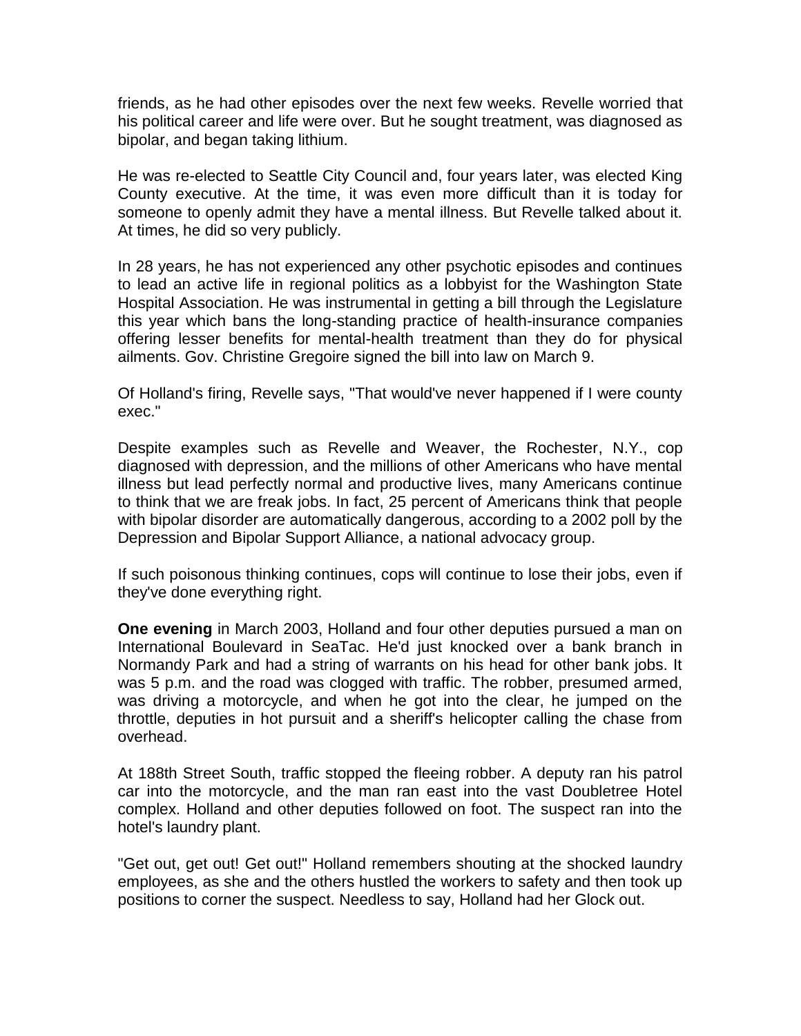friends, as he had other episodes over the next few weeks. Revelle worried that his political career and life were over. But he sought treatment, was diagnosed as bipolar, and began taking lithium.

He was re-elected to Seattle City Council and, four years later, was elected King County executive. At the time, it was even more difficult than it is today for someone to openly admit they have a mental illness. But Revelle talked about it. At times, he did so very publicly.

In 28 years, he has not experienced any other psychotic episodes and continues to lead an active life in regional politics as a lobbyist for the Washington State Hospital Association. He was instrumental in getting a bill through the Legislature this year which bans the long-standing practice of health-insurance companies offering lesser benefits for mental-health treatment than they do for physical ailments. Gov. Christine Gregoire signed the bill into law on March 9.

Of Holland's firing, Revelle says, "That would've never happened if I were county exec."

Despite examples such as Revelle and Weaver, the Rochester, N.Y., cop diagnosed with depression, and the millions of other Americans who have mental illness but lead perfectly normal and productive lives, many Americans continue to think that we are freak jobs. In fact, 25 percent of Americans think that people with bipolar disorder are automatically dangerous, according to a 2002 poll by the Depression and Bipolar Support Alliance, a national advocacy group.

If such poisonous thinking continues, cops will continue to lose their jobs, even if they've done everything right.

**One evening** in March 2003, Holland and four other deputies pursued a man on International Boulevard in SeaTac. He'd just knocked over a bank branch in Normandy Park and had a string of warrants on his head for other bank jobs. It was 5 p.m. and the road was clogged with traffic. The robber, presumed armed, was driving a motorcycle, and when he got into the clear, he jumped on the throttle, deputies in hot pursuit and a sheriff's helicopter calling the chase from overhead.

At 188th Street South, traffic stopped the fleeing robber. A deputy ran his patrol car into the motorcycle, and the man ran east into the vast Doubletree Hotel complex. Holland and other deputies followed on foot. The suspect ran into the hotel's laundry plant.

"Get out, get out! Get out!" Holland remembers shouting at the shocked laundry employees, as she and the others hustled the workers to safety and then took up positions to corner the suspect. Needless to say, Holland had her Glock out.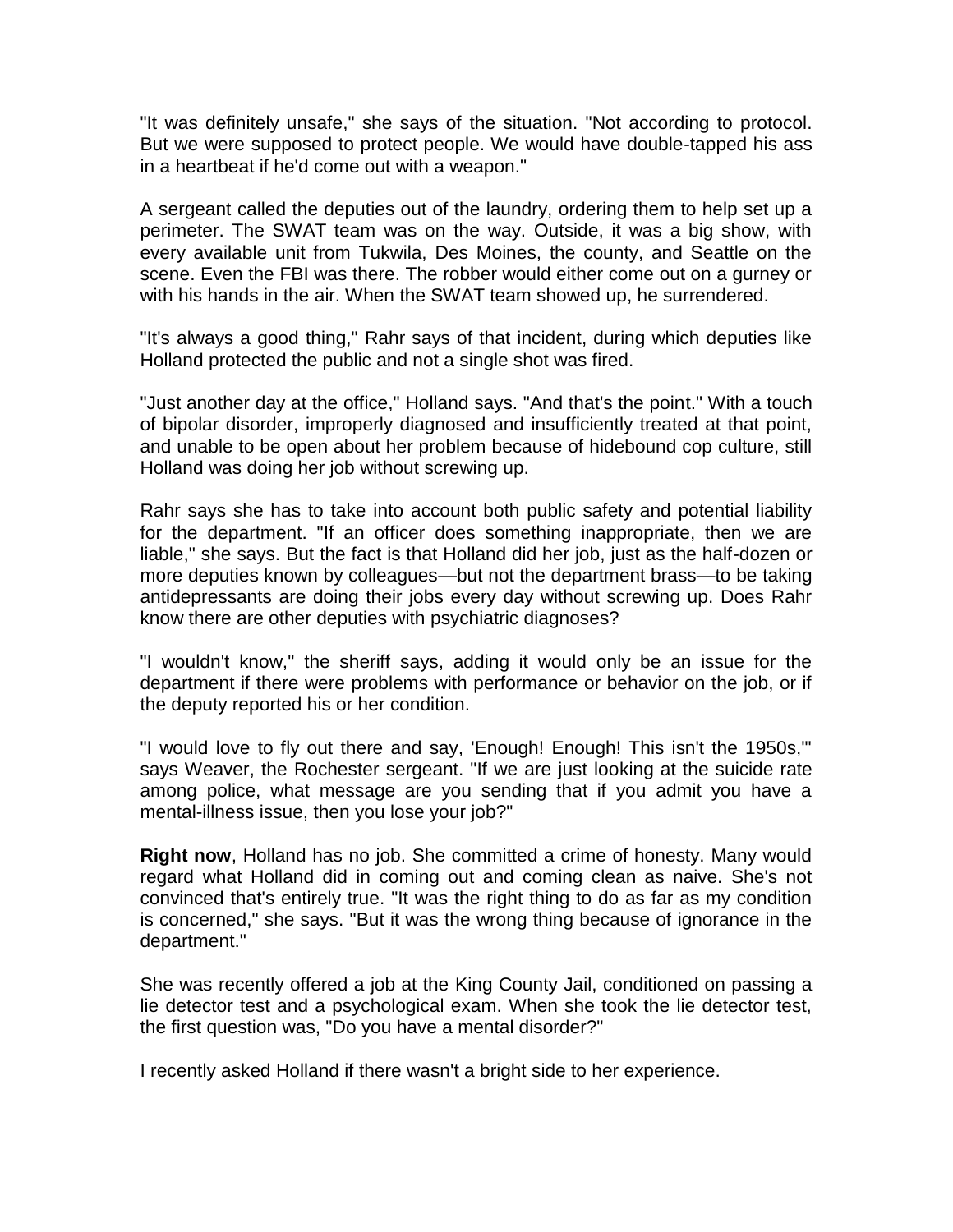"It was definitely unsafe," she says of the situation. "Not according to protocol. But we were supposed to protect people. We would have double-tapped his ass in a heartbeat if he'd come out with a weapon."

A sergeant called the deputies out of the laundry, ordering them to help set up a perimeter. The SWAT team was on the way. Outside, it was a big show, with every available unit from Tukwila, Des Moines, the county, and Seattle on the scene. Even the FBI was there. The robber would either come out on a gurney or with his hands in the air. When the SWAT team showed up, he surrendered.

"It's always a good thing," Rahr says of that incident, during which deputies like Holland protected the public and not a single shot was fired.

"Just another day at the office," Holland says. "And that's the point." With a touch of bipolar disorder, improperly diagnosed and insufficiently treated at that point, and unable to be open about her problem because of hidebound cop culture, still Holland was doing her job without screwing up.

Rahr says she has to take into account both public safety and potential liability for the department. "If an officer does something inappropriate, then we are liable," she says. But the fact is that Holland did her job, just as the half-dozen or more deputies known by colleagues—but not the department brass—to be taking antidepressants are doing their jobs every day without screwing up. Does Rahr know there are other deputies with psychiatric diagnoses?

"I wouldn't know," the sheriff says, adding it would only be an issue for the department if there were problems with performance or behavior on the job, or if the deputy reported his or her condition.

"I would love to fly out there and say, 'Enough! Enough! This isn't the 1950s,'" says Weaver, the Rochester sergeant. "If we are just looking at the suicide rate among police, what message are you sending that if you admit you have a mental-illness issue, then you lose your job?"

**Right now**, Holland has no job. She committed a crime of honesty. Many would regard what Holland did in coming out and coming clean as naive. She's not convinced that's entirely true. "It was the right thing to do as far as my condition is concerned," she says. "But it was the wrong thing because of ignorance in the department."

She was recently offered a job at the King County Jail, conditioned on passing a lie detector test and a psychological exam. When she took the lie detector test, the first question was, "Do you have a mental disorder?"

I recently asked Holland if there wasn't a bright side to her experience.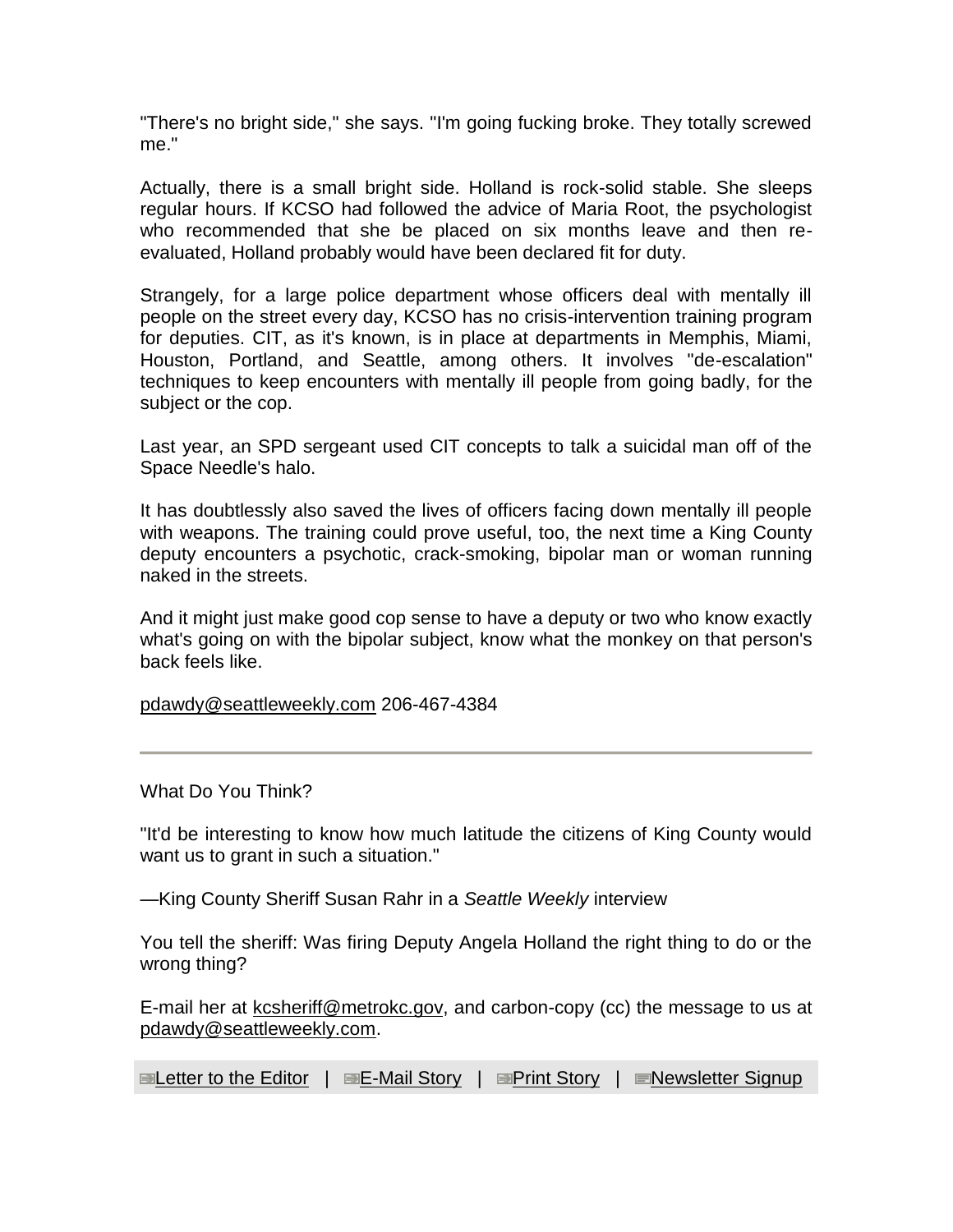"There's no bright side," she says. "I'm going fucking broke. They totally screwed me."

Actually, there is a small bright side. Holland is rock-solid stable. She sleeps regular hours. If KCSO had followed the advice of Maria Root, the psychologist who recommended that she be placed on six months leave and then re-evaluated, Holland probably would have been declared fit for duty.

Strangely, for a large police department whose officers deal with mentally ill people on the street every day, KCSO has no crisis-intervention training program for deputies. CIT, as it's known, is in place at departments in Memphis, Miami, Houston, Portland, and Seattle, among others. It involves "de-escalation" techniques to keep encounters with mentally ill people from going badly, for the subject or the cop.

Last year, an SPD sergeant used CIT concepts to talk a suicidal man off of the Space Needle's halo.

It has doubtlessly also saved the lives of officers facing down mentally ill people with weapons. The training could prove useful, too, the next time a King County deputy encounters a psychotic, crack-smoking, bipolar man or woman running naked in the streets.

And it might just make good cop sense to have a deputy or two who know exactly what's going on with the bipolar subject, know what the monkey on that person's back feels like.

pdawdy@seattleweekly.com 206-467-4384

---

What Do You Think?

"It'd be interesting to know how much latitude the citizens of King County would want us to grant in such a situation."

—King County Sheriff Susan Rahr in a *Seattle Weekly* interview

You tell the sheriff: Was firing Deputy Angela Holland the right thing to do or the wrong thing?

E-mail her at kcsheriff@metrokc.gov, and carbon-copy (cc) the message to us at pdawdy@seattleweekly.com.

Letter to the Editor | E-Mail Story | Print Story | Newsletter Signup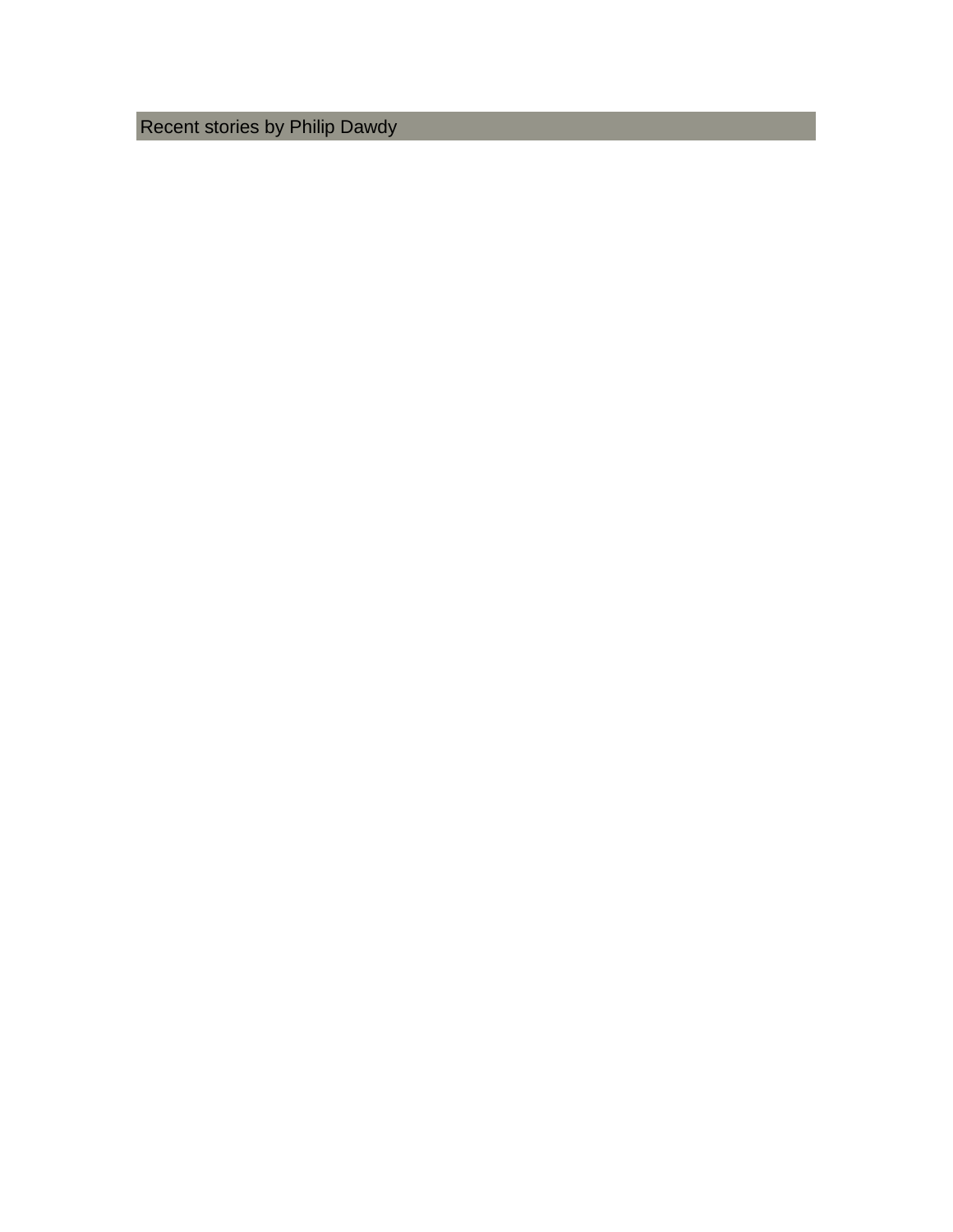Recent stories by Philip Dawdy